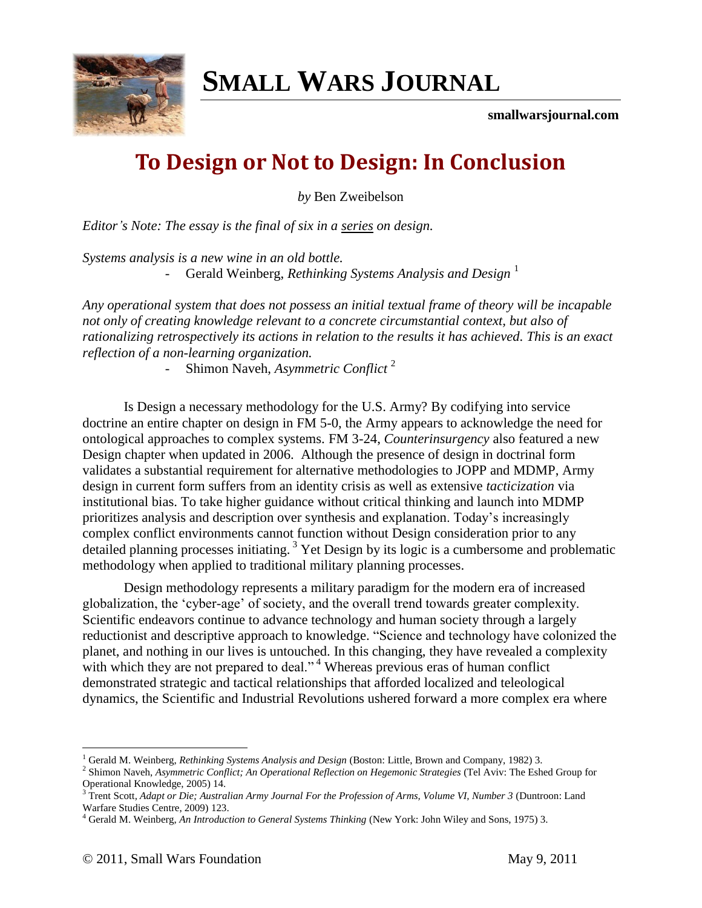# SMALL WARS JOURNAL

smallwarsjournal.com

## To Design or Not to Design: In Conclusion

*by* Ben Zweibelson

*Editor's Note: The essay is the final of six in a series on design.*

*Systems analysis is a new wine in an old bottle.*

- Gerald Weinberg, *Rethinking Systems Analysis and Design* [1]

*Any operational system that does not possess an initial textual frame of theory will be incapable not only of creating knowledge relevant to a concrete circumstantial context, but also of rationalizing retrospectively its actions in relation to the results it has achieved. This is an exact reflection of a non-learning organization.*

- Shimon Naveh, *Asymmetric Conflict* [2]

Is Design a necessary methodology for the U.S. Army? By codifying into service doctrine an entire chapter on design in FM 5-0, the Army appears to acknowledge the need for ontological approaches to complex systems. FM 3-24, *Counterinsurgency* also featured a new Design chapter when updated in 2006. Although the presence of design in doctrinal form validates a substantial requirement for alternative methodologies to JOPP and MDMP, Army design in current form suffers from an identity crisis as well as extensive *tacticization* via institutional bias. To take higher guidance without critical thinking and launch into MDMP prioritizes analysis and description over synthesis and explanation. Today's increasingly complex conflict environments cannot function without Design consideration prior to any detailed planning processes initiating. [3] Yet Design by its logic is a cumbersome and problematic methodology when applied to traditional military planning processes.

Design methodology represents a military paradigm for the modern era of increased globalization, the 'cyber-age' of society, and the overall trend towards greater complexity. Scientific endeavors continue to advance technology and human society through a largely reductionist and descriptive approach to knowledge. "Science and technology have colonized the planet, and nothing in our lives is untouched. In this changing, they have revealed a complexity with which they are not prepared to deal." [4] Whereas previous eras of human conflict demonstrated strategic and tactical relationships that afforded localized and teleological dynamics, the Scientific and Industrial Revolutions ushered forward a more complex era where

---

[1] Gerald M. Weinberg, *Rethinking Systems Analysis and Design* (Boston: Little, Brown and Company, 1982) 3.

[2] Shimon Naveh, *Asymmetric Conflict; An Operational Reflection on Hegemonic Strategies* (Tel Aviv: The Eshed Group for Operational Knowledge, 2005) 14.

[3] Trent Scott, *Adapt or Die; Australian Army Journal For the Profession of Arms, Volume VI, Number 3* (Duntroon: Land Warfare Studies Centre, 2009) 123.

[4] Gerald M. Weinberg, *An Introduction to General Systems Thinking* (New York: John Wiley and Sons, 1975) 3.

© 2011, Small Wars Foundation — May 9, 2011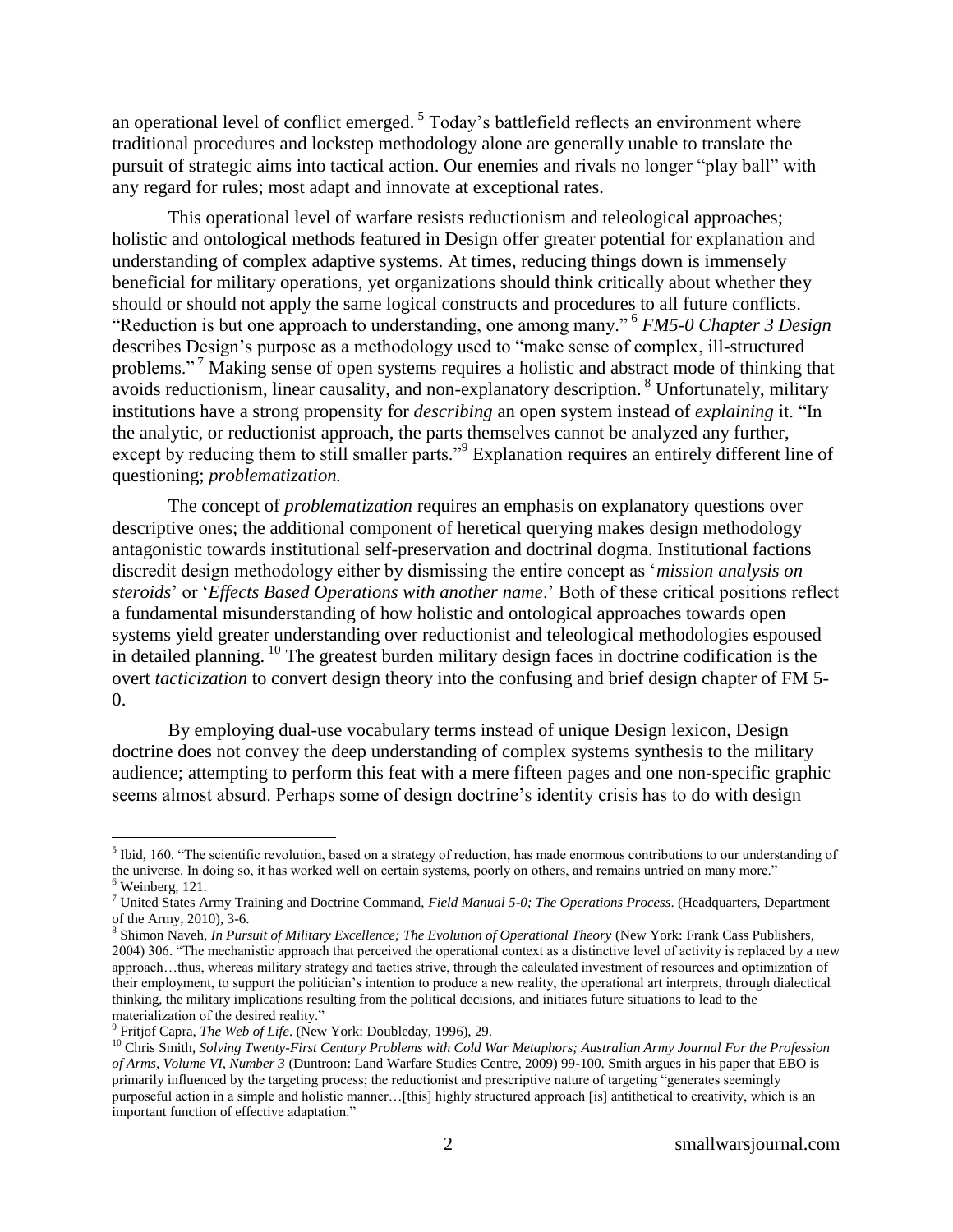an operational level of conflict emerged. [5] Today's battlefield reflects an environment where traditional procedures and lockstep methodology alone are generally unable to translate the pursuit of strategic aims into tactical action. Our enemies and rivals no longer "play ball" with any regard for rules; most adapt and innovate at exceptional rates.

This operational level of warfare resists reductionism and teleological approaches; holistic and ontological methods featured in Design offer greater potential for explanation and understanding of complex adaptive systems. At times, reducing things down is immensely beneficial for military operations, yet organizations should think critically about whether they should or should not apply the same logical constructs and procedures to all future conflicts. "Reduction is but one approach to understanding, one among many." [6] *FM5-0 Chapter 3 Design* describes Design's purpose as a methodology used to "make sense of complex, ill-structured problems." [7] Making sense of open systems requires a holistic and abstract mode of thinking that avoids reductionism, linear causality, and non-explanatory description. [8] Unfortunately, military institutions have a strong propensity for *describing* an open system instead of *explaining* it. "In the analytic, or reductionist approach, the parts themselves cannot be analyzed any further, except by reducing them to still smaller parts."[9] Explanation requires an entirely different line of questioning; *problematization.*

The concept of *problematization* requires an emphasis on explanatory questions over descriptive ones; the additional component of heretical querying makes design methodology antagonistic towards institutional self-preservation and doctrinal dogma. Institutional factions discredit design methodology either by dismissing the entire concept as '*mission analysis on steroids*' or '*Effects Based Operations with another name*.' Both of these critical positions reflect a fundamental misunderstanding of how holistic and ontological approaches towards open systems yield greater understanding over reductionist and teleological methodologies espoused in detailed planning. [10] The greatest burden military design faces in doctrine codification is the overt *tacticization* to convert design theory into the confusing and brief design chapter of FM 5-0.

By employing dual-use vocabulary terms instead of unique Design lexicon, Design doctrine does not convey the deep understanding of complex systems synthesis to the military audience; attempting to perform this feat with a mere fifteen pages and one non-specific graphic seems almost absurd. Perhaps some of design doctrine's identity crisis has to do with design

---

[5] Ibid, 160. "The scientific revolution, based on a strategy of reduction, has made enormous contributions to our understanding of the universe. In doing so, it has worked well on certain systems, poorly on others, and remains untried on many more."

[6] Weinberg, 121.

[7] United States Army Training and Doctrine Command, *Field Manual 5-0; The Operations Process*. (Headquarters, Department of the Army, 2010), 3-6.

[8] Shimon Naveh, *In Pursuit of Military Excellence; The Evolution of Operational Theory* (New York: Frank Cass Publishers, 2004) 306. "The mechanistic approach that perceived the operational context as a distinctive level of activity is replaced by a new approach…thus, whereas military strategy and tactics strive, through the calculated investment of resources and optimization of their employment, to support the politician's intention to produce a new reality, the operational art interprets, through dialectical thinking, the military implications resulting from the political decisions, and initiates future situations to lead to the materialization of the desired reality."

[9] Fritjof Capra, *The Web of Life*. (New York: Doubleday, 1996), 29.

[10] Chris Smith, *Solving Twenty-First Century Problems with Cold War Metaphors; Australian Army Journal For the Profession of Arms, Volume VI, Number 3* (Duntroon: Land Warfare Studies Centre, 2009) 99-100. Smith argues in his paper that EBO is primarily influenced by the targeting process; the reductionist and prescriptive nature of targeting "generates seemingly purposeful action in a simple and holistic manner…[this] highly structured approach [is] antithetical to creativity, which is an important function of effective adaptation."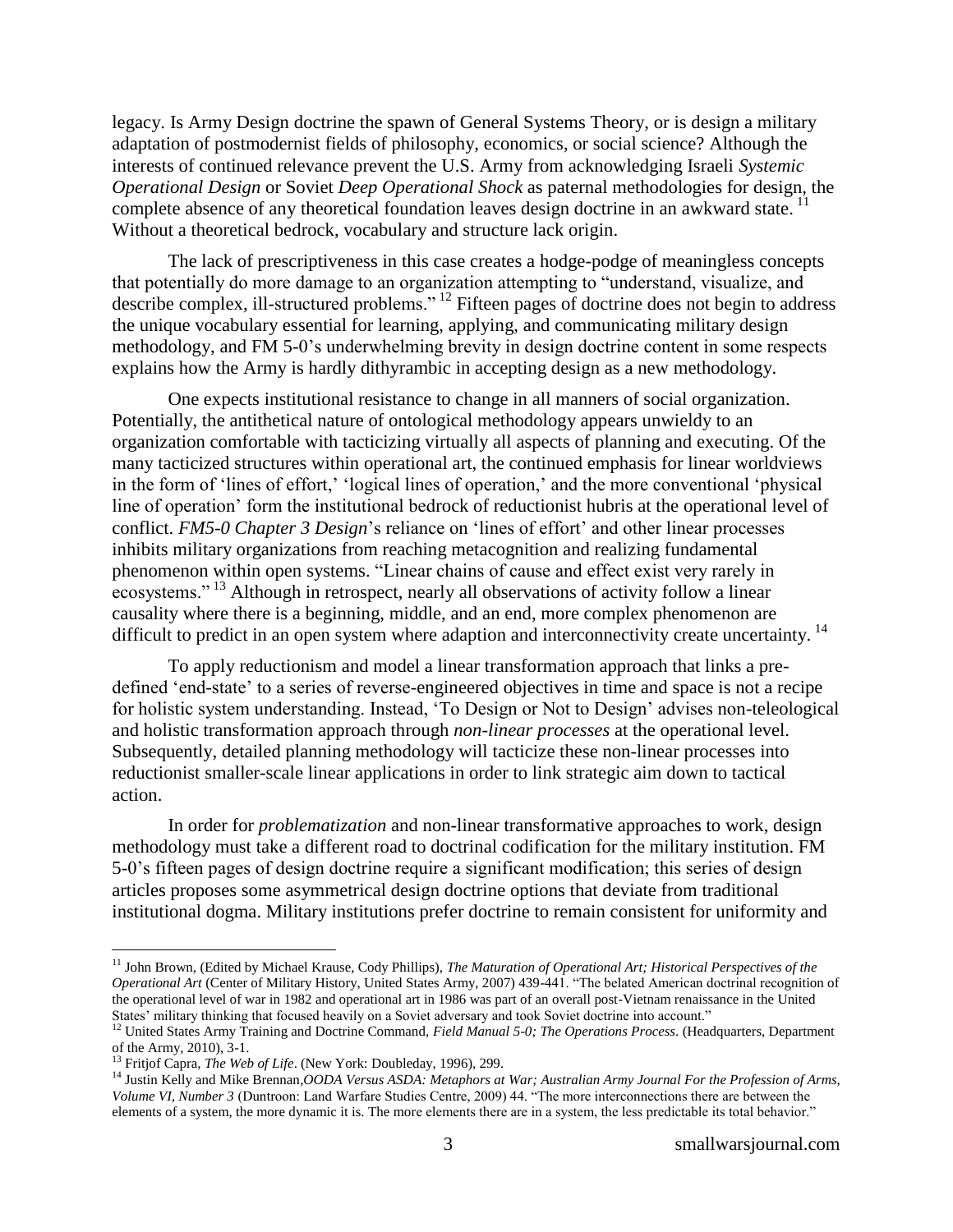legacy. Is Army Design doctrine the spawn of General Systems Theory, or is design a military adaptation of postmodernist fields of philosophy, economics, or social science? Although the interests of continued relevance prevent the U.S. Army from acknowledging Israeli *Systemic Operational Design* or Soviet *Deep Operational Shock* as paternal methodologies for design, the complete absence of any theoretical foundation leaves design doctrine in an awkward state. [11] Without a theoretical bedrock, vocabulary and structure lack origin.

The lack of prescriptiveness in this case creates a hodge-podge of meaningless concepts that potentially do more damage to an organization attempting to "understand, visualize, and describe complex, ill-structured problems." [12] Fifteen pages of doctrine does not begin to address the unique vocabulary essential for learning, applying, and communicating military design methodology, and FM 5-0's underwhelming brevity in design doctrine content in some respects explains how the Army is hardly dithyrambic in accepting design as a new methodology.

One expects institutional resistance to change in all manners of social organization. Potentially, the antithetical nature of ontological methodology appears unwieldy to an organization comfortable with tacticizing virtually all aspects of planning and executing. Of the many tacticized structures within operational art, the continued emphasis for linear worldviews in the form of 'lines of effort,' 'logical lines of operation,' and the more conventional 'physical line of operation' form the institutional bedrock of reductionist hubris at the operational level of conflict. *FM5-0 Chapter 3 Design*'s reliance on 'lines of effort' and other linear processes inhibits military organizations from reaching metacognition and realizing fundamental phenomenon within open systems. "Linear chains of cause and effect exist very rarely in ecosystems." [13] Although in retrospect, nearly all observations of activity follow a linear causality where there is a beginning, middle, and an end, more complex phenomenon are difficult to predict in an open system where adaption and interconnectivity create uncertainty. [14]

To apply reductionism and model a linear transformation approach that links a pre-defined 'end-state' to a series of reverse-engineered objectives in time and space is not a recipe for holistic system understanding. Instead, 'To Design or Not to Design' advises non-teleological and holistic transformation approach through *non-linear processes* at the operational level. Subsequently, detailed planning methodology will tacticize these non-linear processes into reductionist smaller-scale linear applications in order to link strategic aim down to tactical action.

In order for *problematization* and non-linear transformative approaches to work, design methodology must take a different road to doctrinal codification for the military institution. FM 5-0's fifteen pages of design doctrine require a significant modification; this series of design articles proposes some asymmetrical design doctrine options that deviate from traditional institutional dogma. Military institutions prefer doctrine to remain consistent for uniformity and

---

[11] John Brown, (Edited by Michael Krause, Cody Phillips), *The Maturation of Operational Art; Historical Perspectives of the Operational Art* (Center of Military History, United States Army, 2007) 439-441. "The belated American doctrinal recognition of the operational level of war in 1982 and operational art in 1986 was part of an overall post-Vietnam renaissance in the United States' military thinking that focused heavily on a Soviet adversary and took Soviet doctrine into account."

[12] United States Army Training and Doctrine Command, *Field Manual 5-0; The Operations Process*. (Headquarters, Department of the Army, 2010), 3-1.

[13] Fritjof Capra, *The Web of Life*. (New York: Doubleday, 1996), 299.

[14] Justin Kelly and Mike Brennan,*OODA Versus ASDA: Metaphors at War; Australian Army Journal For the Profession of Arms, Volume VI, Number 3* (Duntroon: Land Warfare Studies Centre, 2009) 44. "The more interconnections there are between the elements of a system, the more dynamic it is. The more elements there are in a system, the less predictable its total behavior."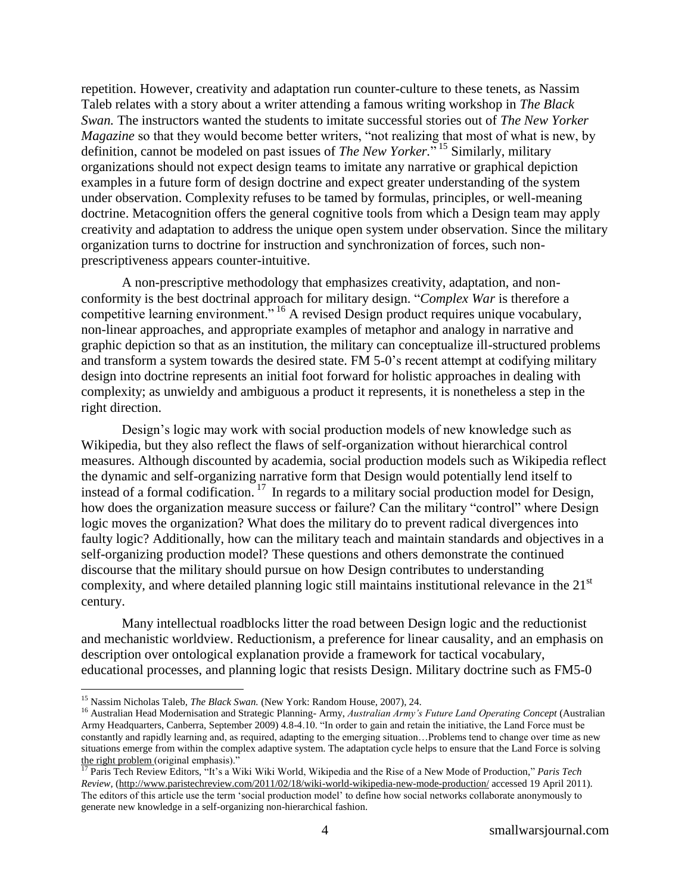repetition. However, creativity and adaptation run counter-culture to these tenets, as Nassim Taleb relates with a story about a writer attending a famous writing workshop in *The Black Swan.* The instructors wanted the students to imitate successful stories out of *The New Yorker Magazine* so that they would become better writers, "not realizing that most of what is new, by definition, cannot be modeled on past issues of *The New Yorker*."[15] Similarly, military organizations should not expect design teams to imitate any narrative or graphical depiction examples in a future form of design doctrine and expect greater understanding of the system under observation. Complexity refuses to be tamed by formulas, principles, or well-meaning doctrine. Metacognition offers the general cognitive tools from which a Design team may apply creativity and adaptation to address the unique open system under observation. Since the military organization turns to doctrine for instruction and synchronization of forces, such non-prescriptiveness appears counter-intuitive.

A non-prescriptive methodology that emphasizes creativity, adaptation, and non-conformity is the best doctrinal approach for military design. "*Complex War* is therefore a competitive learning environment."[16] A revised Design product requires unique vocabulary, non-linear approaches, and appropriate examples of metaphor and analogy in narrative and graphic depiction so that as an institution, the military can conceptualize ill-structured problems and transform a system towards the desired state. FM 5-0's recent attempt at codifying military design into doctrine represents an initial foot forward for holistic approaches in dealing with complexity; as unwieldy and ambiguous a product it represents, it is nonetheless a step in the right direction.

Design's logic may work with social production models of new knowledge such as Wikipedia, but they also reflect the flaws of self-organization without hierarchical control measures. Although discounted by academia, social production models such as Wikipedia reflect the dynamic and self-organizing narrative form that Design would potentially lend itself to instead of a formal codification.[17] In regards to a military social production model for Design, how does the organization measure success or failure? Can the military "control" where Design logic moves the organization? What does the military do to prevent radical divergences into faulty logic? Additionally, how can the military teach and maintain standards and objectives in a self-organizing production model? These questions and others demonstrate the continued discourse that the military should pursue on how Design contributes to understanding complexity, and where detailed planning logic still maintains institutional relevance in the 21st century.

Many intellectual roadblocks litter the road between Design logic and the reductionist and mechanistic worldview. Reductionism, a preference for linear causality, and an emphasis on description over ontological explanation provide a framework for tactical vocabulary, educational processes, and planning logic that resists Design. Military doctrine such as FM5-0

---

[15] Nassim Nicholas Taleb, *The Black Swan.* (New York: Random House, 2007), 24.

[16] Australian Head Modernisation and Strategic Planning- Army, *Australian Army's Future Land Operating Concept* (Australian Army Headquarters, Canberra, September 2009) 4.8-4.10. "In order to gain and retain the initiative, the Land Force must be constantly and rapidly learning and, as required, adapting to the emerging situation…Problems tend to change over time as new situations emerge from within the complex adaptive system. The adaptation cycle helps to ensure that the Land Force is solving the right problem (original emphasis)."

[17] Paris Tech Review Editors, "It's a Wiki Wiki World, Wikipedia and the Rise of a New Mode of Production," *Paris Tech Review,* (http://www.paristechreview.com/2011/02/18/wiki-world-wikipedia-new-mode-production/ accessed 19 April 2011). The editors of this article use the term 'social production model' to define how social networks collaborate anonymously to generate new knowledge in a self-organizing non-hierarchical fashion.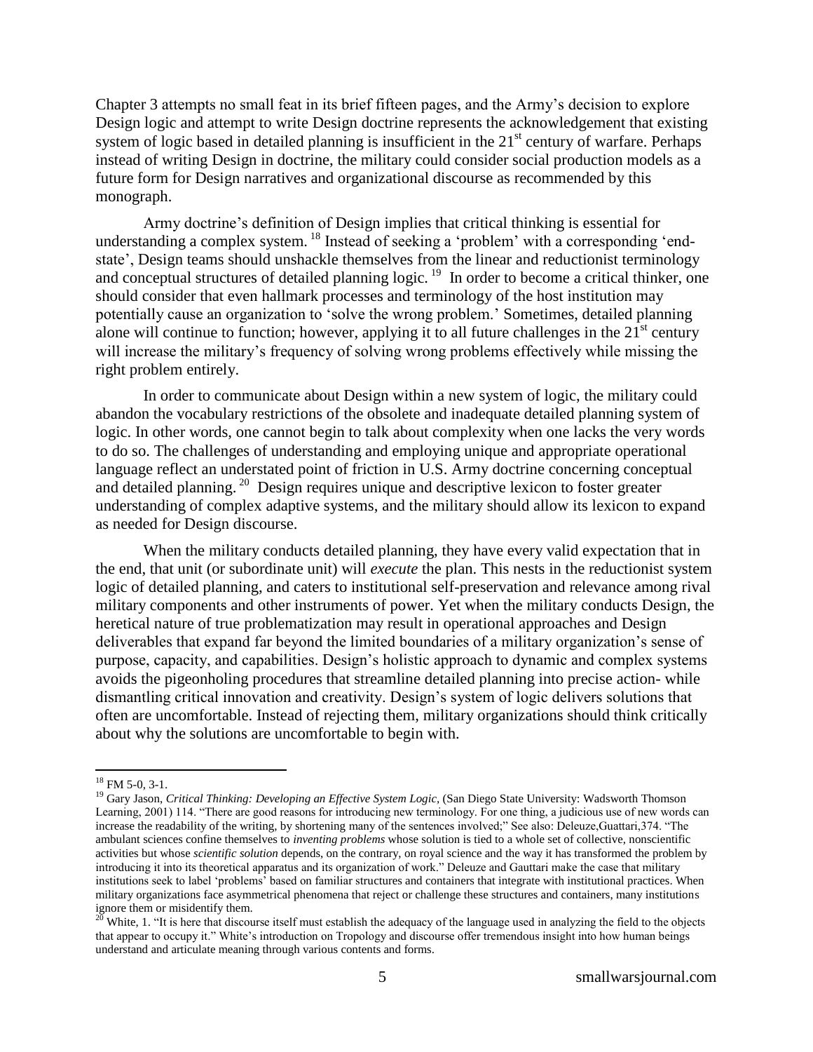Chapter 3 attempts no small feat in its brief fifteen pages, and the Army's decision to explore Design logic and attempt to write Design doctrine represents the acknowledgement that existing system of logic based in detailed planning is insufficient in the 21st century of warfare. Perhaps instead of writing Design in doctrine, the military could consider social production models as a future form for Design narratives and organizational discourse as recommended by this monograph.

Army doctrine's definition of Design implies that critical thinking is essential for understanding a complex system. [18] Instead of seeking a 'problem' with a corresponding 'end-state', Design teams should unshackle themselves from the linear and reductionist terminology and conceptual structures of detailed planning logic. [19] In order to become a critical thinker, one should consider that even hallmark processes and terminology of the host institution may potentially cause an organization to 'solve the wrong problem.' Sometimes, detailed planning alone will continue to function; however, applying it to all future challenges in the 21st century will increase the military's frequency of solving wrong problems effectively while missing the right problem entirely.

In order to communicate about Design within a new system of logic, the military could abandon the vocabulary restrictions of the obsolete and inadequate detailed planning system of logic. In other words, one cannot begin to talk about complexity when one lacks the very words to do so. The challenges of understanding and employing unique and appropriate operational language reflect an understated point of friction in U.S. Army doctrine concerning conceptual and detailed planning. [20] Design requires unique and descriptive lexicon to foster greater understanding of complex adaptive systems, and the military should allow its lexicon to expand as needed for Design discourse.

When the military conducts detailed planning, they have every valid expectation that in the end, that unit (or subordinate unit) will *execute* the plan. This nests in the reductionist system logic of detailed planning, and caters to institutional self-preservation and relevance among rival military components and other instruments of power. Yet when the military conducts Design, the heretical nature of true problematization may result in operational approaches and Design deliverables that expand far beyond the limited boundaries of a military organization's sense of purpose, capacity, and capabilities. Design's holistic approach to dynamic and complex systems avoids the pigeonholing procedures that streamline detailed planning into precise action- while dismantling critical innovation and creativity. Design's system of logic delivers solutions that often are uncomfortable. Instead of rejecting them, military organizations should think critically about why the solutions are uncomfortable to begin with.

---

[18] FM 5-0, 3-1.

[19] Gary Jason, *Critical Thinking: Developing an Effective System Logic*, (San Diego State University: Wadsworth Thomson Learning, 2001) 114. "There are good reasons for introducing new terminology. For one thing, a judicious use of new words can increase the readability of the writing, by shortening many of the sentences involved;" See also: Deleuze,Guattari,374. "The ambulant sciences confine themselves to *inventing problems* whose solution is tied to a whole set of collective, nonscientific activities but whose *scientific solution* depends, on the contrary, on royal science and the way it has transformed the problem by introducing it into its theoretical apparatus and its organization of work." Deleuze and Gauttari make the case that military institutions seek to label 'problems' based on familiar structures and containers that integrate with institutional practices. When military organizations face asymmetrical phenomena that reject or challenge these structures and containers, many institutions ignore them or misidentify them.

[20] White, 1. "It is here that discourse itself must establish the adequacy of the language used in analyzing the field to the objects that appear to occupy it." White's introduction on Tropology and discourse offer tremendous insight into how human beings understand and articulate meaning through various contents and forms.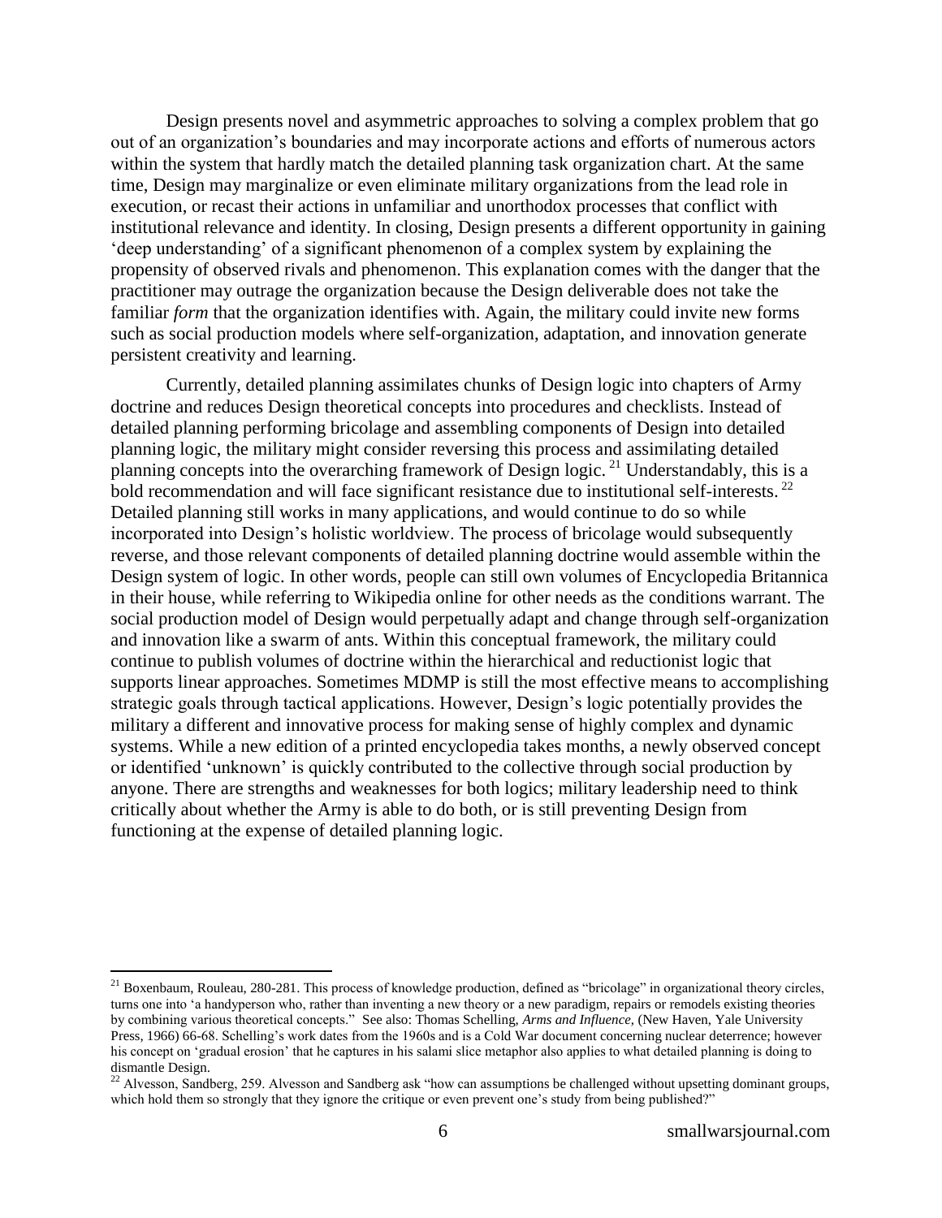Design presents novel and asymmetric approaches to solving a complex problem that go out of an organization's boundaries and may incorporate actions and efforts of numerous actors within the system that hardly match the detailed planning task organization chart. At the same time, Design may marginalize or even eliminate military organizations from the lead role in execution, or recast their actions in unfamiliar and unorthodox processes that conflict with institutional relevance and identity. In closing, Design presents a different opportunity in gaining 'deep understanding' of a significant phenomenon of a complex system by explaining the propensity of observed rivals and phenomenon. This explanation comes with the danger that the practitioner may outrage the organization because the Design deliverable does not take the familiar *form* that the organization identifies with. Again, the military could invite new forms such as social production models where self-organization, adaptation, and innovation generate persistent creativity and learning.

Currently, detailed planning assimilates chunks of Design logic into chapters of Army doctrine and reduces Design theoretical concepts into procedures and checklists. Instead of detailed planning performing bricolage and assembling components of Design into detailed planning logic, the military might consider reversing this process and assimilating detailed planning concepts into the overarching framework of Design logic.[21] Understandably, this is a bold recommendation and will face significant resistance due to institutional self-interests.[22] Detailed planning still works in many applications, and would continue to do so while incorporated into Design's holistic worldview. The process of bricolage would subsequently reverse, and those relevant components of detailed planning doctrine would assemble within the Design system of logic. In other words, people can still own volumes of Encyclopedia Britannica in their house, while referring to Wikipedia online for other needs as the conditions warrant. The social production model of Design would perpetually adapt and change through self-organization and innovation like a swarm of ants. Within this conceptual framework, the military could continue to publish volumes of doctrine within the hierarchical and reductionist logic that supports linear approaches. Sometimes MDMP is still the most effective means to accomplishing strategic goals through tactical applications. However, Design's logic potentially provides the military a different and innovative process for making sense of highly complex and dynamic systems. While a new edition of a printed encyclopedia takes months, a newly observed concept or identified 'unknown' is quickly contributed to the collective through social production by anyone. There are strengths and weaknesses for both logics; military leadership need to think critically about whether the Army is able to do both, or is still preventing Design from functioning at the expense of detailed planning logic.

---

[21] Boxenbaum, Rouleau, 280-281. This process of knowledge production, defined as "bricolage" in organizational theory circles, turns one into 'a handyperson who, rather than inventing a new theory or a new paradigm, repairs or remodels existing theories by combining various theoretical concepts." See also: Thomas Schelling, *Arms and Influence,* (New Haven, Yale University Press, 1966) 66-68. Schelling's work dates from the 1960s and is a Cold War document concerning nuclear deterrence; however his concept on 'gradual erosion' that he captures in his salami slice metaphor also applies to what detailed planning is doing to dismantle Design.

[22] Alvesson, Sandberg, 259. Alvesson and Sandberg ask "how can assumptions be challenged without upsetting dominant groups, which hold them so strongly that they ignore the critique or even prevent one's study from being published?"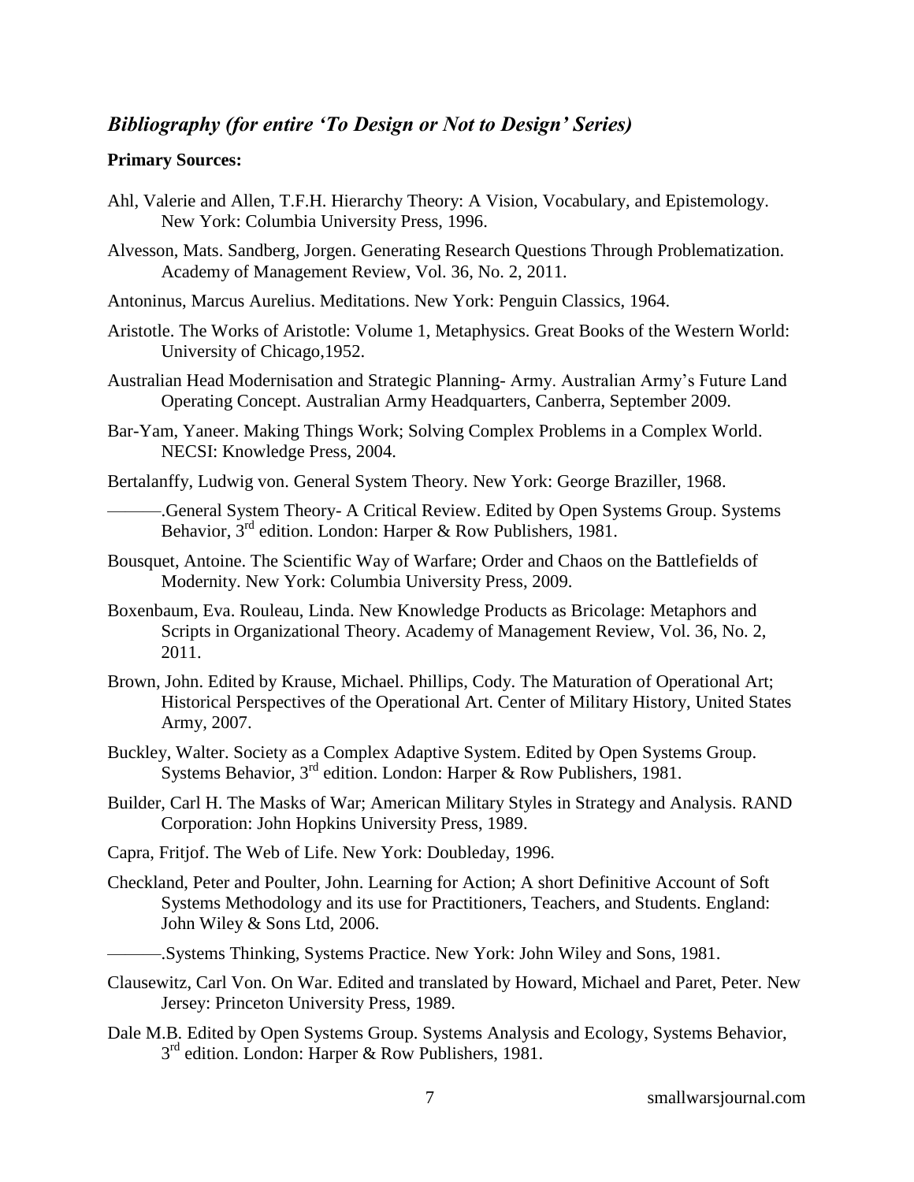## *Bibliography (for entire 'To Design or Not to Design' Series)*

**Primary Sources:**

Ahl, Valerie and Allen, T.F.H. Hierarchy Theory: A Vision, Vocabulary, and Epistemology. New York: Columbia University Press, 1996.

Alvesson, Mats. Sandberg, Jorgen. Generating Research Questions Through Problematization. Academy of Management Review, Vol. 36, No. 2, 2011.

Antoninus, Marcus Aurelius. Meditations. New York: Penguin Classics, 1964.

Aristotle. The Works of Aristotle: Volume 1, Metaphysics. Great Books of the Western World: University of Chicago,1952.

Australian Head Modernisation and Strategic Planning- Army. Australian Army's Future Land Operating Concept. Australian Army Headquarters, Canberra, September 2009.

Bar-Yam, Yaneer. Making Things Work; Solving Complex Problems in a Complex World. NECSI: Knowledge Press, 2004.

Bertalanffy, Ludwig von. General System Theory. New York: George Braziller, 1968.

———.General System Theory- A Critical Review. Edited by Open Systems Group. Systems Behavior, 3rd edition. London: Harper & Row Publishers, 1981.

Bousquet, Antoine. The Scientific Way of Warfare; Order and Chaos on the Battlefields of Modernity. New York: Columbia University Press, 2009.

Boxenbaum, Eva. Rouleau, Linda. New Knowledge Products as Bricolage: Metaphors and Scripts in Organizational Theory. Academy of Management Review, Vol. 36, No. 2, 2011.

Brown, John. Edited by Krause, Michael. Phillips, Cody. The Maturation of Operational Art; Historical Perspectives of the Operational Art. Center of Military History, United States Army, 2007.

Buckley, Walter. Society as a Complex Adaptive System. Edited by Open Systems Group. Systems Behavior, 3rd edition. London: Harper & Row Publishers, 1981.

Builder, Carl H. The Masks of War; American Military Styles in Strategy and Analysis. RAND Corporation: John Hopkins University Press, 1989.

Capra, Fritjof. The Web of Life. New York: Doubleday, 1996.

Checkland, Peter and Poulter, John. Learning for Action; A short Definitive Account of Soft Systems Methodology and its use for Practitioners, Teachers, and Students. England: John Wiley & Sons Ltd, 2006.

———.Systems Thinking, Systems Practice. New York: John Wiley and Sons, 1981.

Clausewitz, Carl Von. On War. Edited and translated by Howard, Michael and Paret, Peter. New Jersey: Princeton University Press, 1989.

Dale M.B. Edited by Open Systems Group. Systems Analysis and Ecology, Systems Behavior, 3rd edition. London: Harper & Row Publishers, 1981.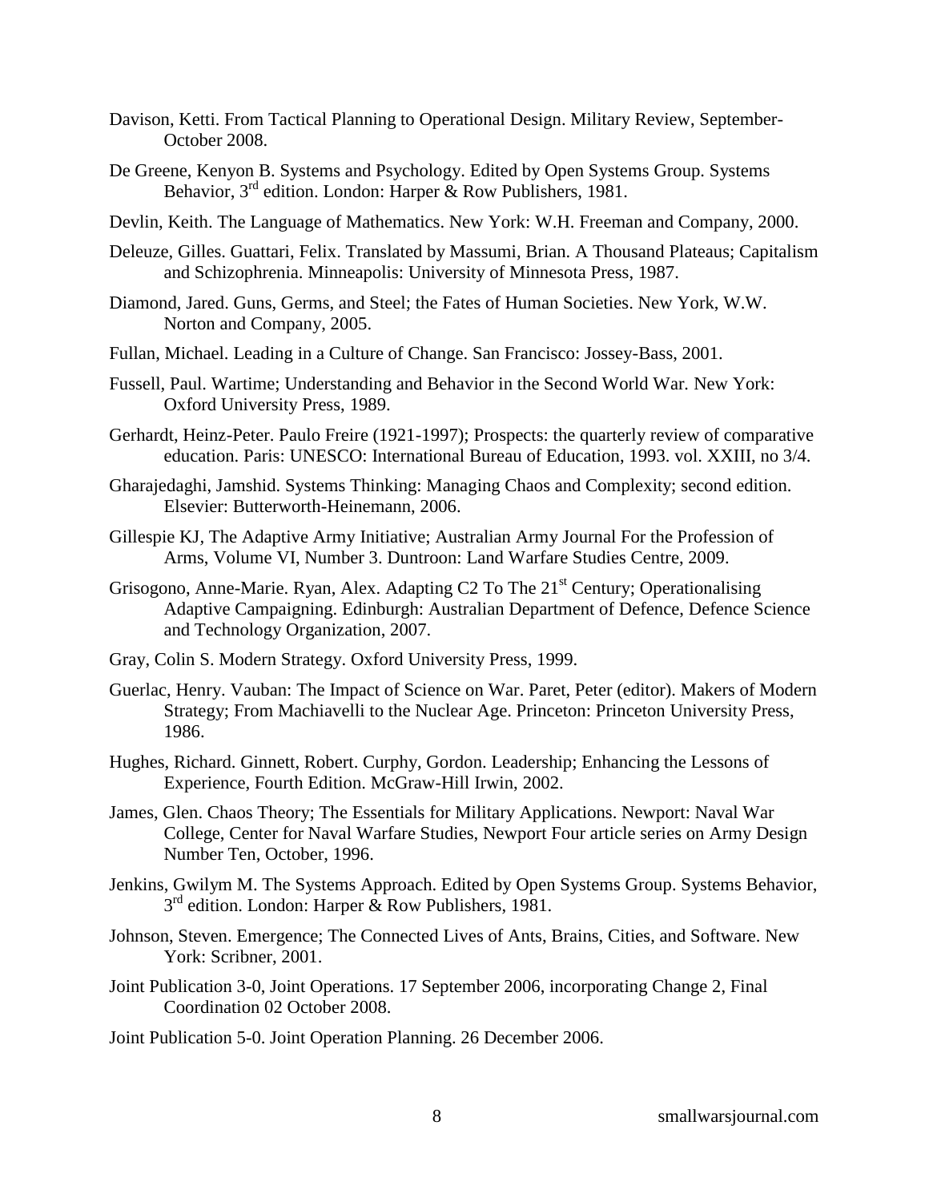Davison, Ketti. From Tactical Planning to Operational Design. Military Review, September-October 2008.

De Greene, Kenyon B. Systems and Psychology. Edited by Open Systems Group. Systems Behavior, 3rd edition. London: Harper & Row Publishers, 1981.

Devlin, Keith. The Language of Mathematics. New York: W.H. Freeman and Company, 2000.

Deleuze, Gilles. Guattari, Felix. Translated by Massumi, Brian. A Thousand Plateaus; Capitalism and Schizophrenia. Minneapolis: University of Minnesota Press, 1987.

Diamond, Jared. Guns, Germs, and Steel; the Fates of Human Societies. New York, W.W. Norton and Company, 2005.

Fullan, Michael. Leading in a Culture of Change. San Francisco: Jossey-Bass, 2001.

Fussell, Paul. Wartime; Understanding and Behavior in the Second World War. New York: Oxford University Press, 1989.

Gerhardt, Heinz-Peter. Paulo Freire (1921-1997); Prospects: the quarterly review of comparative education. Paris: UNESCO: International Bureau of Education, 1993. vol. XXIII, no 3/4.

Gharajedaghi, Jamshid. Systems Thinking: Managing Chaos and Complexity; second edition. Elsevier: Butterworth-Heinemann, 2006.

Gillespie KJ, The Adaptive Army Initiative; Australian Army Journal For the Profession of Arms, Volume VI, Number 3. Duntroon: Land Warfare Studies Centre, 2009.

Grisogono, Anne-Marie. Ryan, Alex. Adapting C2 To The 21st Century; Operationalising Adaptive Campaigning. Edinburgh: Australian Department of Defence, Defence Science and Technology Organization, 2007.

Gray, Colin S. Modern Strategy. Oxford University Press, 1999.

Guerlac, Henry. Vauban: The Impact of Science on War. Paret, Peter (editor). Makers of Modern Strategy; From Machiavelli to the Nuclear Age. Princeton: Princeton University Press, 1986.

Hughes, Richard. Ginnett, Robert. Curphy, Gordon. Leadership; Enhancing the Lessons of Experience, Fourth Edition. McGraw-Hill Irwin, 2002.

James, Glen. Chaos Theory; The Essentials for Military Applications. Newport: Naval War College, Center for Naval Warfare Studies, Newport Four article series on Army Design Number Ten, October, 1996.

Jenkins, Gwilym M. The Systems Approach. Edited by Open Systems Group. Systems Behavior, 3rd edition. London: Harper & Row Publishers, 1981.

Johnson, Steven. Emergence; The Connected Lives of Ants, Brains, Cities, and Software. New York: Scribner, 2001.

Joint Publication 3-0, Joint Operations. 17 September 2006, incorporating Change 2, Final Coordination 02 October 2008.

Joint Publication 5-0. Joint Operation Planning. 26 December 2006.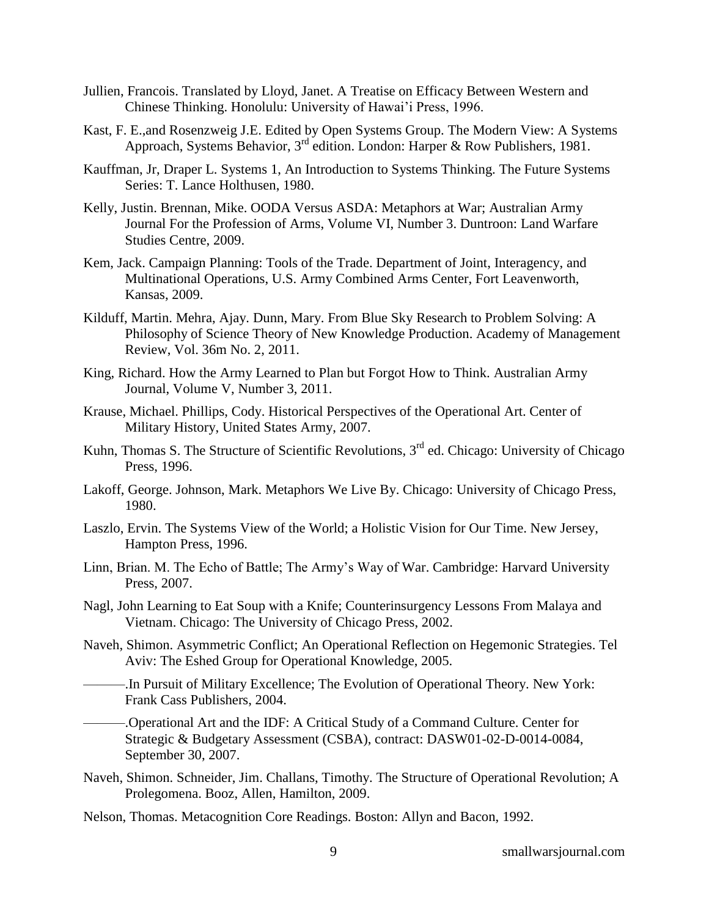Jullien, Francois. Translated by Lloyd, Janet. A Treatise on Efficacy Between Western and Chinese Thinking. Honolulu: University of Hawai'i Press, 1996.

Kast, F. E.,and Rosenzweig J.E. Edited by Open Systems Group. The Modern View: A Systems Approach, Systems Behavior, 3rd edition. London: Harper & Row Publishers, 1981.

Kauffman, Jr, Draper L. Systems 1, An Introduction to Systems Thinking. The Future Systems Series: T. Lance Holthusen, 1980.

Kelly, Justin. Brennan, Mike. OODA Versus ASDA: Metaphors at War; Australian Army Journal For the Profession of Arms, Volume VI, Number 3. Duntroon: Land Warfare Studies Centre, 2009.

Kem, Jack. Campaign Planning: Tools of the Trade. Department of Joint, Interagency, and Multinational Operations, U.S. Army Combined Arms Center, Fort Leavenworth, Kansas, 2009.

Kilduff, Martin. Mehra, Ajay. Dunn, Mary. From Blue Sky Research to Problem Solving: A Philosophy of Science Theory of New Knowledge Production. Academy of Management Review, Vol. 36m No. 2, 2011.

King, Richard. How the Army Learned to Plan but Forgot How to Think. Australian Army Journal, Volume V, Number 3, 2011.

Krause, Michael. Phillips, Cody. Historical Perspectives of the Operational Art. Center of Military History, United States Army, 2007.

Kuhn, Thomas S. The Structure of Scientific Revolutions, 3rd ed. Chicago: University of Chicago Press, 1996.

Lakoff, George. Johnson, Mark. Metaphors We Live By. Chicago: University of Chicago Press, 1980.

Laszlo, Ervin. The Systems View of the World; a Holistic Vision for Our Time. New Jersey, Hampton Press, 1996.

Linn, Brian. M. The Echo of Battle; The Army's Way of War. Cambridge: Harvard University Press, 2007.

Nagl, John Learning to Eat Soup with a Knife; Counterinsurgency Lessons From Malaya and Vietnam. Chicago: The University of Chicago Press, 2002.

Naveh, Shimon. Asymmetric Conflict; An Operational Reflection on Hegemonic Strategies. Tel Aviv: The Eshed Group for Operational Knowledge, 2005.

———.In Pursuit of Military Excellence; The Evolution of Operational Theory. New York: Frank Cass Publishers, 2004.

———.Operational Art and the IDF: A Critical Study of a Command Culture. Center for Strategic & Budgetary Assessment (CSBA), contract: DASW01-02-D-0014-0084, September 30, 2007.

Naveh, Shimon. Schneider, Jim. Challans, Timothy. The Structure of Operational Revolution; A Prolegomena. Booz, Allen, Hamilton, 2009.

Nelson, Thomas. Metacognition Core Readings. Boston: Allyn and Bacon, 1992.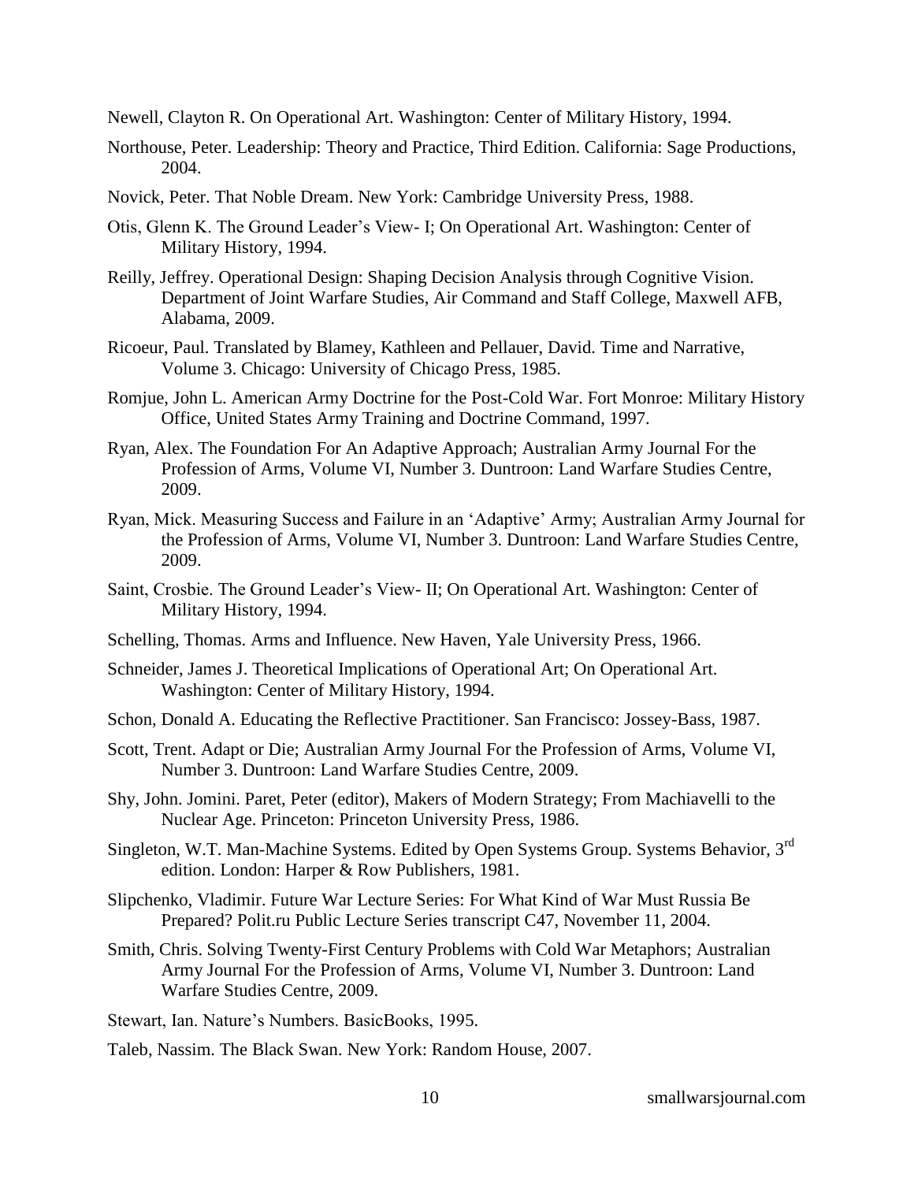Newell, Clayton R. On Operational Art. Washington: Center of Military History, 1994.

Northouse, Peter. Leadership: Theory and Practice, Third Edition. California: Sage Productions, 2004.

Novick, Peter. That Noble Dream. New York: Cambridge University Press, 1988.

Otis, Glenn K. The Ground Leader's View- I; On Operational Art. Washington: Center of Military History, 1994.

Reilly, Jeffrey. Operational Design: Shaping Decision Analysis through Cognitive Vision. Department of Joint Warfare Studies, Air Command and Staff College, Maxwell AFB, Alabama, 2009.

Ricoeur, Paul. Translated by Blamey, Kathleen and Pellauer, David. Time and Narrative, Volume 3. Chicago: University of Chicago Press, 1985.

Romjue, John L. American Army Doctrine for the Post-Cold War. Fort Monroe: Military History Office, United States Army Training and Doctrine Command, 1997.

Ryan, Alex. The Foundation For An Adaptive Approach; Australian Army Journal For the Profession of Arms, Volume VI, Number 3. Duntroon: Land Warfare Studies Centre, 2009.

Ryan, Mick. Measuring Success and Failure in an 'Adaptive' Army; Australian Army Journal for the Profession of Arms, Volume VI, Number 3. Duntroon: Land Warfare Studies Centre, 2009.

Saint, Crosbie. The Ground Leader's View- II; On Operational Art. Washington: Center of Military History, 1994.

Schelling, Thomas. Arms and Influence. New Haven, Yale University Press, 1966.

Schneider, James J. Theoretical Implications of Operational Art; On Operational Art. Washington: Center of Military History, 1994.

Schon, Donald A. Educating the Reflective Practitioner. San Francisco: Jossey-Bass, 1987.

Scott, Trent. Adapt or Die; Australian Army Journal For the Profession of Arms, Volume VI, Number 3. Duntroon: Land Warfare Studies Centre, 2009.

Shy, John. Jomini. Paret, Peter (editor), Makers of Modern Strategy; From Machiavelli to the Nuclear Age. Princeton: Princeton University Press, 1986.

Singleton, W.T. Man-Machine Systems. Edited by Open Systems Group. Systems Behavior, 3rd edition. London: Harper & Row Publishers, 1981.

Slipchenko, Vladimir. Future War Lecture Series: For What Kind of War Must Russia Be Prepared? Polit.ru Public Lecture Series transcript C47, November 11, 2004.

Smith, Chris. Solving Twenty-First Century Problems with Cold War Metaphors; Australian Army Journal For the Profession of Arms, Volume VI, Number 3. Duntroon: Land Warfare Studies Centre, 2009.

Stewart, Ian. Nature's Numbers. BasicBooks, 1995.

Taleb, Nassim. The Black Swan. New York: Random House, 2007.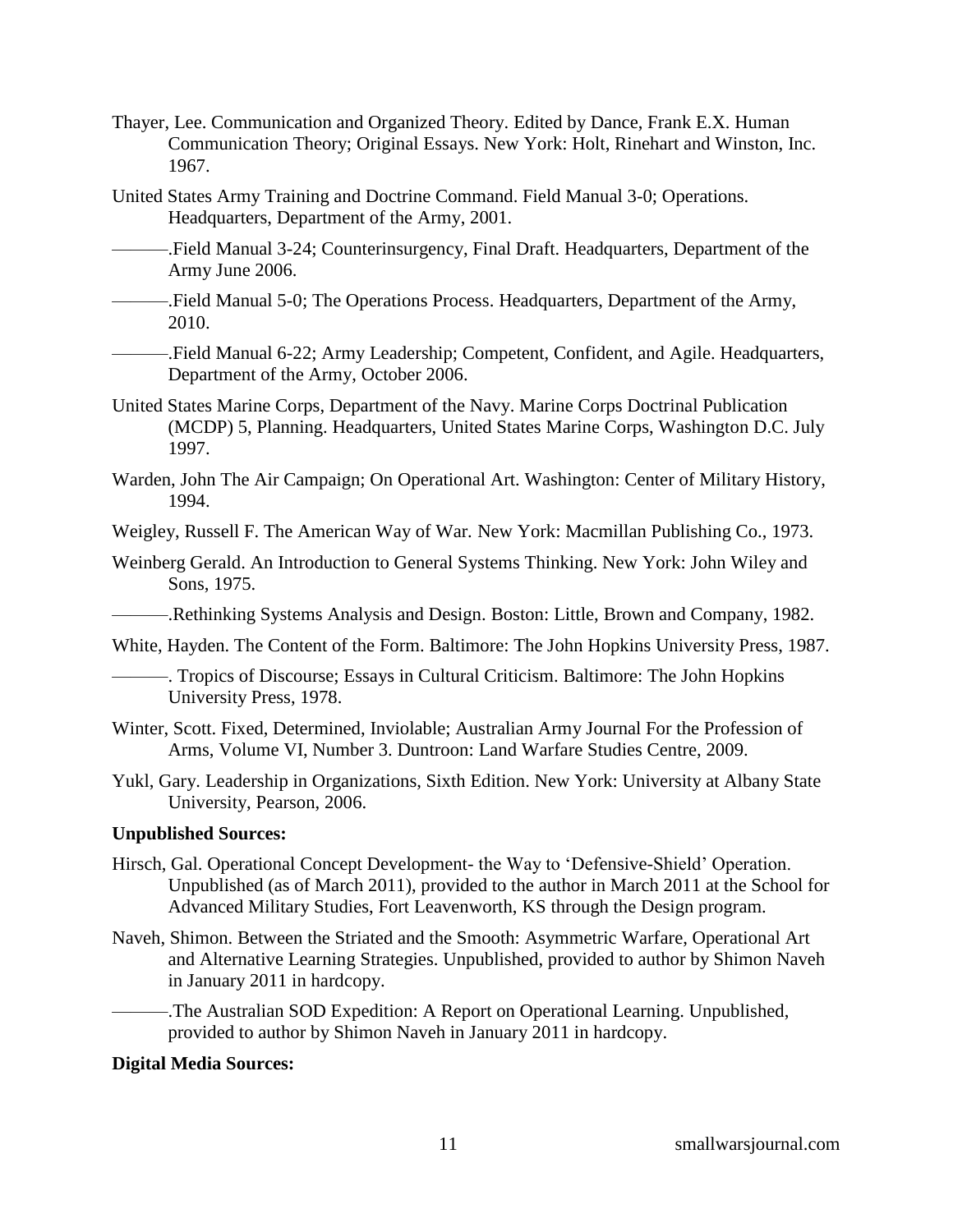Thayer, Lee. Communication and Organized Theory. Edited by Dance, Frank E.X. Human Communication Theory; Original Essays. New York: Holt, Rinehart and Winston, Inc. 1967.

United States Army Training and Doctrine Command. Field Manual 3-0; Operations. Headquarters, Department of the Army, 2001.

———.Field Manual 3-24; Counterinsurgency, Final Draft. Headquarters, Department of the Army June 2006.

———.Field Manual 5-0; The Operations Process. Headquarters, Department of the Army, 2010.

———.Field Manual 6-22; Army Leadership; Competent, Confident, and Agile. Headquarters, Department of the Army, October 2006.

United States Marine Corps, Department of the Navy. Marine Corps Doctrinal Publication (MCDP) 5, Planning. Headquarters, United States Marine Corps, Washington D.C. July 1997.

Warden, John The Air Campaign; On Operational Art. Washington: Center of Military History, 1994.

Weigley, Russell F. The American Way of War. New York: Macmillan Publishing Co., 1973.

Weinberg Gerald. An Introduction to General Systems Thinking. New York: John Wiley and Sons, 1975.

———.Rethinking Systems Analysis and Design. Boston: Little, Brown and Company, 1982.

White, Hayden. The Content of the Form. Baltimore: The John Hopkins University Press, 1987.

———. Tropics of Discourse; Essays in Cultural Criticism. Baltimore: The John Hopkins University Press, 1978.

Winter, Scott. Fixed, Determined, Inviolable; Australian Army Journal For the Profession of Arms, Volume VI, Number 3. Duntroon: Land Warfare Studies Centre, 2009.

Yukl, Gary. Leadership in Organizations, Sixth Edition. New York: University at Albany State University, Pearson, 2006.

**Unpublished Sources:**

Hirsch, Gal. Operational Concept Development- the Way to 'Defensive-Shield' Operation. Unpublished (as of March 2011), provided to the author in March 2011 at the School for Advanced Military Studies, Fort Leavenworth, KS through the Design program.

Naveh, Shimon. Between the Striated and the Smooth: Asymmetric Warfare, Operational Art and Alternative Learning Strategies. Unpublished, provided to author by Shimon Naveh in January 2011 in hardcopy.

———.The Australian SOD Expedition: A Report on Operational Learning. Unpublished, provided to author by Shimon Naveh in January 2011 in hardcopy.

**Digital Media Sources:**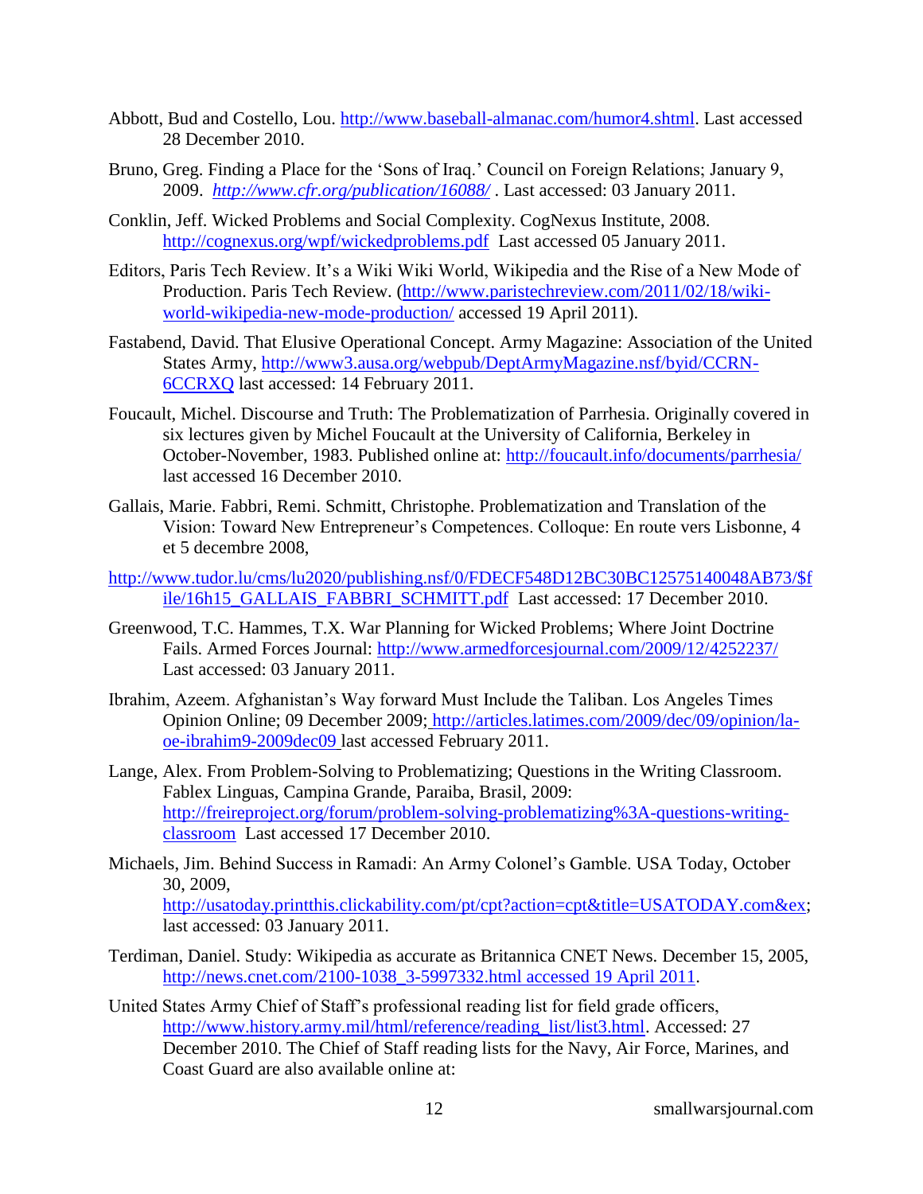Abbott, Bud and Costello, Lou. http://www.baseball-almanac.com/humor4.shtml. Last accessed 28 December 2010.

Bruno, Greg. Finding a Place for the 'Sons of Iraq.' Council on Foreign Relations; January 9, 2009. *http://www.cfr.org/publication/16088/* . Last accessed: 03 January 2011.

Conklin, Jeff. Wicked Problems and Social Complexity. CogNexus Institute, 2008. http://cognexus.org/wpf/wickedproblems.pdf Last accessed 05 January 2011.

Editors, Paris Tech Review. It's a Wiki Wiki World, Wikipedia and the Rise of a New Mode of Production. Paris Tech Review. (http://www.paristechreview.com/2011/02/18/wiki-world-wikipedia-new-mode-production/ accessed 19 April 2011).

Fastabend, David. That Elusive Operational Concept. Army Magazine: Association of the United States Army, http://www3.ausa.org/webpub/DeptArmyMagazine.nsf/byid/CCRN-6CCRXQ last accessed: 14 February 2011.

Foucault, Michel. Discourse and Truth: The Problematization of Parrhesia. Originally covered in six lectures given by Michel Foucault at the University of California, Berkeley in October-November, 1983. Published online at: http://foucault.info/documents/parrhesia/ last accessed 16 December 2010.

Gallais, Marie. Fabbri, Remi. Schmitt, Christophe. Problematization and Translation of the Vision: Toward New Entrepreneur's Competences. Colloque: En route vers Lisbonne, 4 et 5 decembre 2008,

http://www.tudor.lu/cms/lu2020/publishing.nsf/0/FDECF548D12BC30BC12575140048AB73/$file/16h15_GALLAIS_FABBRI_SCHMITT.pdf Last accessed: 17 December 2010.

Greenwood, T.C. Hammes, T.X. War Planning for Wicked Problems; Where Joint Doctrine Fails. Armed Forces Journal: http://www.armedforcesjournal.com/2009/12/4252237/ Last accessed: 03 January 2011.

Ibrahim, Azeem. Afghanistan's Way forward Must Include the Taliban. Los Angeles Times Opinion Online; 09 December 2009; http://articles.latimes.com/2009/dec/09/opinion/la-oe-ibrahim9-2009dec09 last accessed February 2011.

Lange, Alex. From Problem-Solving to Problematizing; Questions in the Writing Classroom. Fablex Linguas, Campina Grande, Paraiba, Brasil, 2009: http://freireproject.org/forum/problem-solving-problematizing%3A-questions-writing-classroom Last accessed 17 December 2010.

Michaels, Jim. Behind Success in Ramadi: An Army Colonel's Gamble. USA Today, October 30, 2009, http://usatoday.printthis.clickability.com/pt/cpt?action=cpt&title=USATODAY.com&ex; last accessed: 03 January 2011.

Terdiman, Daniel. Study: Wikipedia as accurate as Britannica CNET News. December 15, 2005, http://news.cnet.com/2100-1038_3-5997332.html accessed 19 April 2011.

United States Army Chief of Staff's professional reading list for field grade officers, http://www.history.army.mil/html/reference/reading_list/list3.html. Accessed: 27 December 2010. The Chief of Staff reading lists for the Navy, Air Force, Marines, and Coast Guard are also available online at: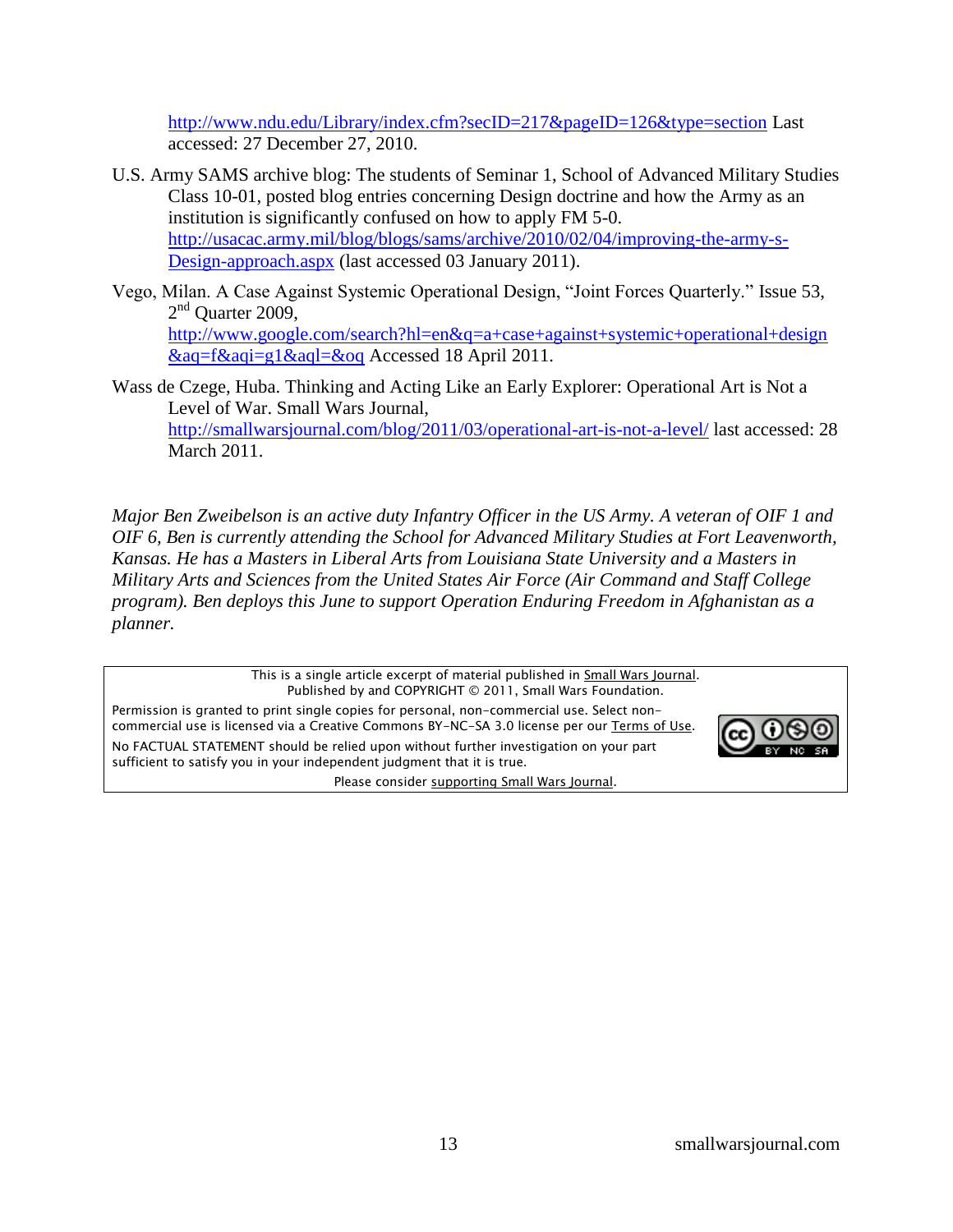http://www.ndu.edu/Library/index.cfm?secID=217&pageID=126&type=section Last accessed: 27 December 27, 2010.

U.S. Army SAMS archive blog: The students of Seminar 1, School of Advanced Military Studies Class 10-01, posted blog entries concerning Design doctrine and how the Army as an institution is significantly confused on how to apply FM 5-0. http://usacac.army.mil/blog/blogs/sams/archive/2010/02/04/improving-the-army-s-Design-approach.aspx (last accessed 03 January 2011).

Vego, Milan. A Case Against Systemic Operational Design, "Joint Forces Quarterly." Issue 53, 2nd Quarter 2009, http://www.google.com/search?hl=en&q=a+case+against+systemic+operational+design&aq=f&aqi=g1&aql=&oq Accessed 18 April 2011.

Wass de Czege, Huba. Thinking and Acting Like an Early Explorer: Operational Art is Not a Level of War. Small Wars Journal, http://smallwarsjournal.com/blog/2011/03/operational-art-is-not-a-level/ last accessed: 28 March 2011.

*Major Ben Zweibelson is an active duty Infantry Officer in the US Army. A veteran of OIF 1 and OIF 6, Ben is currently attending the School for Advanced Military Studies at Fort Leavenworth, Kansas. He has a Masters in Liberal Arts from Louisiana State University and a Masters in Military Arts and Sciences from the United States Air Force (Air Command and Staff College program). Ben deploys this June to support Operation Enduring Freedom in Afghanistan as a planner.*

This is a single article excerpt of material published in Small Wars Journal.
Published by and COPYRIGHT © 2011, Small Wars Foundation.

Permission is granted to print single copies for personal, non-commercial use. Select non-commercial use is licensed via a Creative Commons BY-NC-SA 3.0 license per our Terms of Use.

No FACTUAL STATEMENT should be relied upon without further investigation on your part sufficient to satisfy you in your independent judgment that it is true.

Please consider supporting Small Wars Journal.